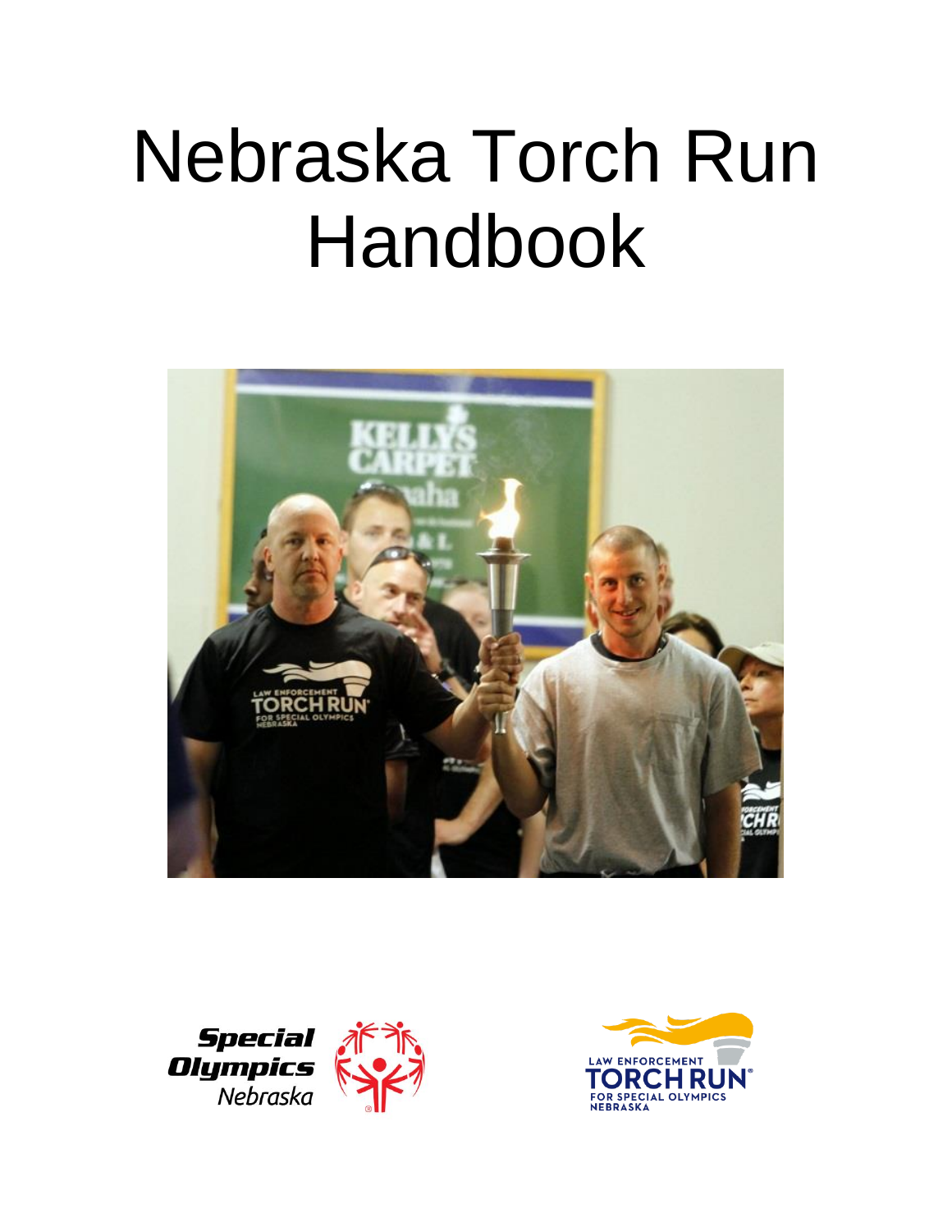# Nebraska Torch Run Handbook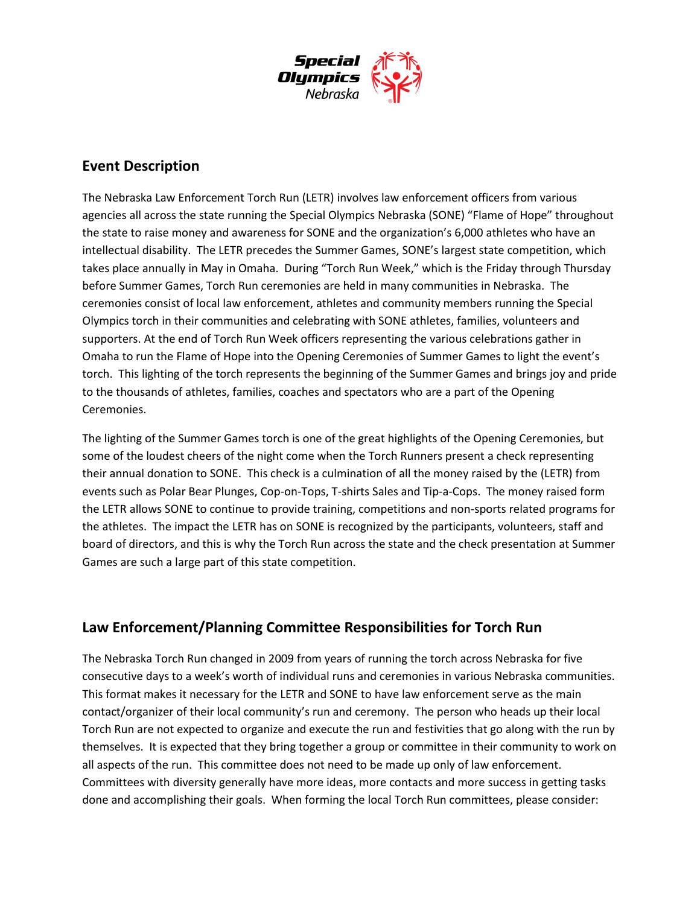## Event Description

The Nebraska Law Enforcement Torch Run (LETR) involves law enforcement officers from various agencies all across the state running the Special Olympics Nebraska (SONE) "Flame of Hope" throughout the state to raise money and awareness for SONE and the organization's 6,000 athletes who have an intellectual disability. The LETR precedes the Summer Games, SONE's largest state competition, which takes place annually in May in Omaha. During "Torch Run Week," which is the Friday through Thursday before Summer Games, Torch Run ceremonies are held in many communities in Nebraska. The ceremonies consist of local law enforcement, athletes and community members running the Special Olympics torch in their communities and celebrating with SONE athletes, families, volunteers and supporters. At the end of Torch Run Week officers representing the various celebrations gather in Omaha to run the Flame of Hope into the Opening Ceremonies of Summer Games to light the event's torch. This lighting of the torch represents the beginning of the Summer Games and brings joy and pride to the thousands of athletes, families, coaches and spectators who are a part of the Opening Ceremonies.

The lighting of the Summer Games torch is one of the great highlights of the Opening Ceremonies, but some of the loudest cheers of the night come when the Torch Runners present a check representing their annual donation to SONE. This check is a culmination of all the money raised by the (LETR) from events such as Polar Bear Plunges, Cop-on-Tops, T-shirts Sales and Tip-a-Cops. The money raised form the LETR allows SONE to continue to provide training, competitions and non-sports related programs for the athletes. The impact the LETR has on SONE is recognized by the participants, volunteers, staff and board of directors, and this is why the Torch Run across the state and the check presentation at Summer Games are such a large part of this state competition.

## Law Enforcement/Planning Committee Responsibilities for Torch Run

The Nebraska Torch Run changed in 2009 from years of running the torch across Nebraska for five consecutive days to a week's worth of individual runs and ceremonies in various Nebraska communities. This format makes it necessary for the LETR and SONE to have law enforcement serve as the main contact/organizer of their local community's run and ceremony. The person who heads up their local Torch Run are not expected to organize and execute the run and festivities that go along with the run by themselves. It is expected that they bring together a group or committee in their community to work on all aspects of the run. This committee does not need to be made up only of law enforcement. Committees with diversity generally have more ideas, more contacts and more success in getting tasks done and accomplishing their goals. When forming the local Torch Run committees, please consider: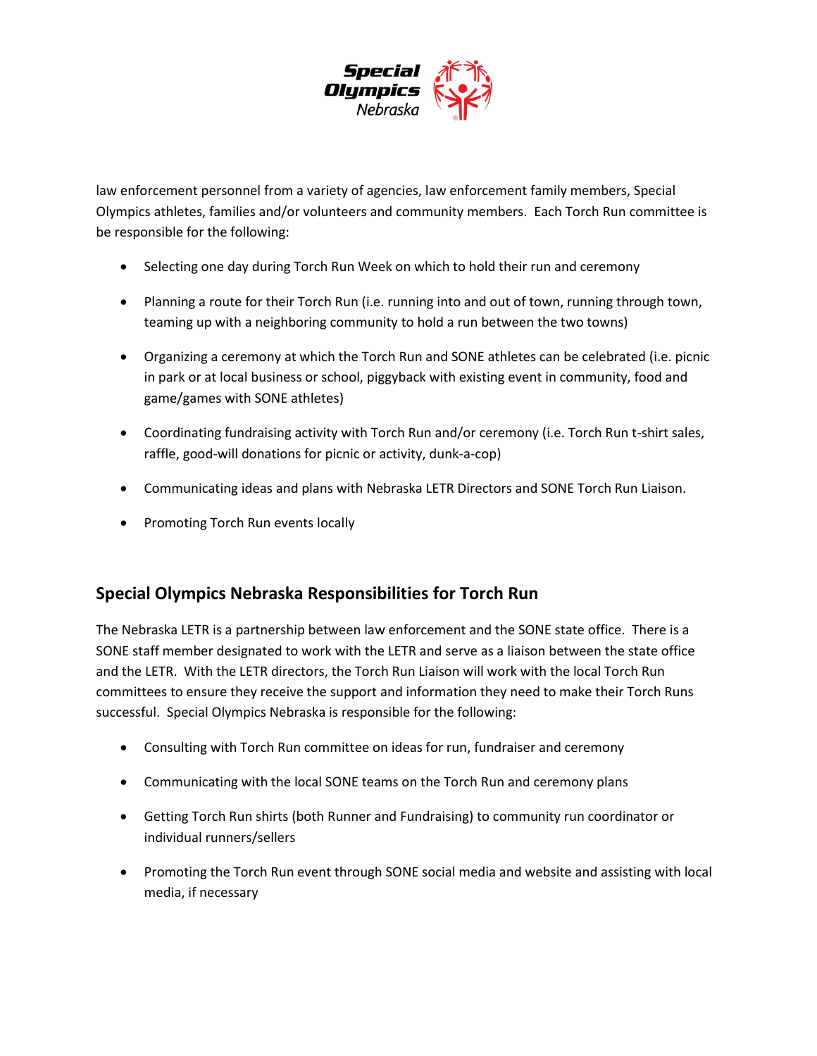law enforcement personnel from a variety of agencies, law enforcement family members, Special Olympics athletes, families and/or volunteers and community members. Each Torch Run committee is be responsible for the following:

- Selecting one day during Torch Run Week on which to hold their run and ceremony
- Planning a route for their Torch Run (i.e. running into and out of town, running through town, teaming up with a neighboring community to hold a run between the two towns)
- Organizing a ceremony at which the Torch Run and SONE athletes can be celebrated (i.e. picnic in park or at local business or school, piggyback with existing event in community, food and game/games with SONE athletes)
- Coordinating fundraising activity with Torch Run and/or ceremony (i.e. Torch Run t-shirt sales, raffle, good-will donations for picnic or activity, dunk-a-cop)
- Communicating ideas and plans with Nebraska LETR Directors and SONE Torch Run Liaison.
- Promoting Torch Run events locally

## Special Olympics Nebraska Responsibilities for Torch Run

The Nebraska LETR is a partnership between law enforcement and the SONE state office. There is a SONE staff member designated to work with the LETR and serve as a liaison between the state office and the LETR. With the LETR directors, the Torch Run Liaison will work with the local Torch Run committees to ensure they receive the support and information they need to make their Torch Runs successful. Special Olympics Nebraska is responsible for the following:

- Consulting with Torch Run committee on ideas for run, fundraiser and ceremony
- Communicating with the local SONE teams on the Torch Run and ceremony plans
- Getting Torch Run shirts (both Runner and Fundraising) to community run coordinator or individual runners/sellers
- Promoting the Torch Run event through SONE social media and website and assisting with local media, if necessary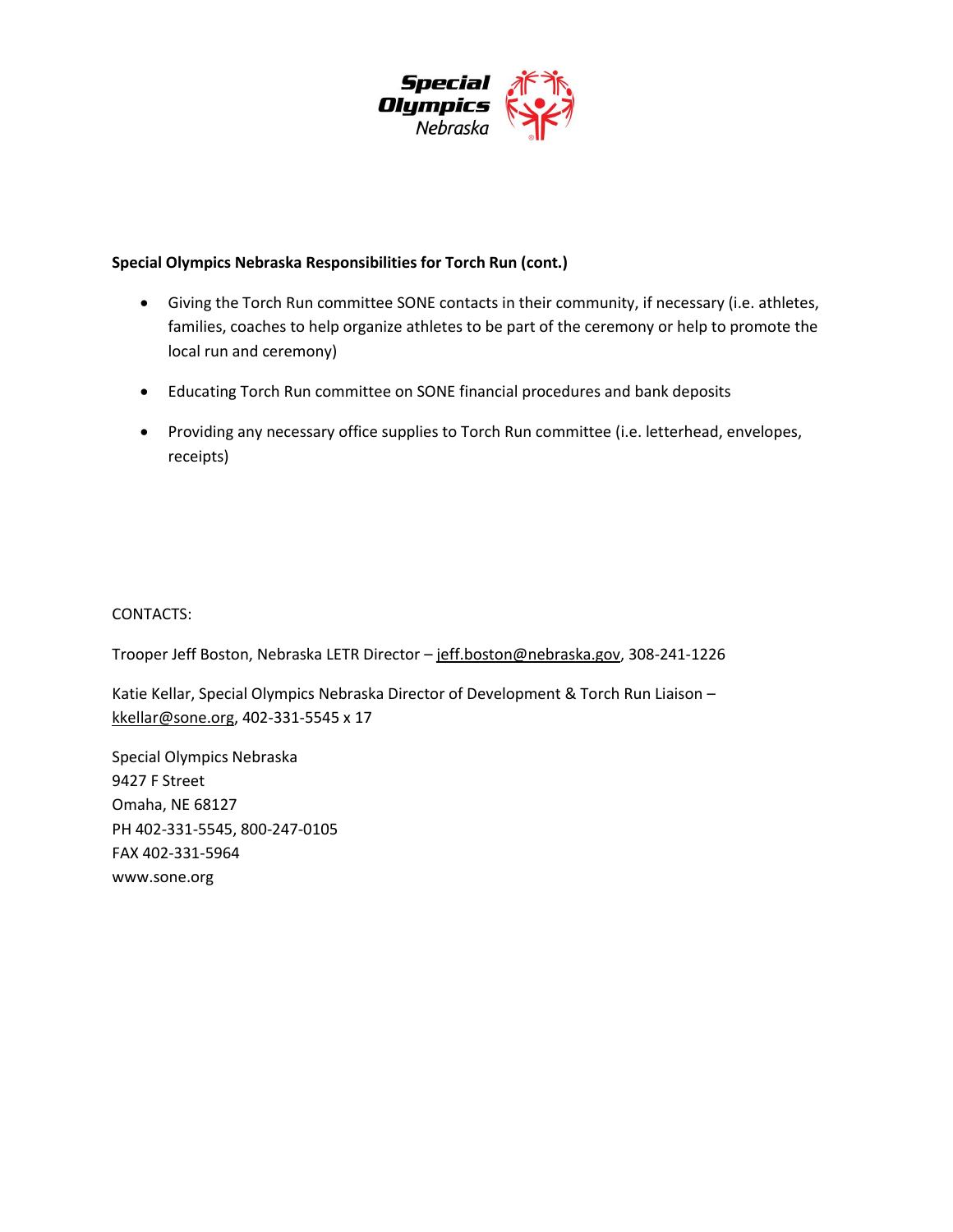**Special Olympics Nebraska Responsibilities for Torch Run (cont.)**

- Giving the Torch Run committee SONE contacts in their community, if necessary (i.e. athletes, families, coaches to help organize athletes to be part of the ceremony or help to promote the local run and ceremony)
- Educating Torch Run committee on SONE financial procedures and bank deposits
- Providing any necessary office supplies to Torch Run committee (i.e. letterhead, envelopes, receipts)

CONTACTS:

Trooper Jeff Boston, Nebraska LETR Director – jeff.boston@nebraska.gov, 308-241-1226

Katie Kellar, Special Olympics Nebraska Director of Development & Torch Run Liaison – kkellar@sone.org, 402-331-5545 x 17

Special Olympics Nebraska
9427 F Street
Omaha, NE 68127
PH 402-331-5545, 800-247-0105
FAX 402-331-5964
www.sone.org